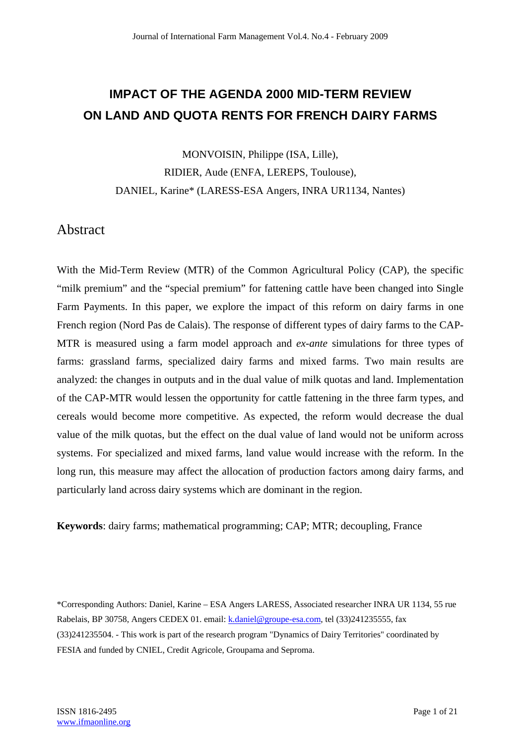# IMPACT OF THE AGENDA 2000 MID-TERM REVIEW ON LAND AND QUOTA RENTS FOR FRENCH DAIRY FARMS

MONVOISIN, Philippe (ISA, Lille),

RIDIER, Aude (ENFA, LEREPS, Toulouse),

DANIEL, Karine* (LARESS-ESA Angers, INRA UR1134, Nantes)

## Abstract

With the Mid-Term Review (MTR) of the Common Agricultural Policy (CAP), the specific "milk premium" and the "special premium" for fattening cattle have been changed into Single Farm Payments. In this paper, we explore the impact of this reform on dairy farms in one French region (Nord Pas de Calais). The response of different types of dairy farms to the CAP-MTR is measured using a farm model approach and *ex-ante* simulations for three types of farms: grassland farms, specialized dairy farms and mixed farms. Two main results are analyzed: the changes in outputs and in the dual value of milk quotas and land. Implementation of the CAP-MTR would lessen the opportunity for cattle fattening in the three farm types, and cereals would become more competitive. As expected, the reform would decrease the dual value of the milk quotas, but the effect on the dual value of land would not be uniform across systems. For specialized and mixed farms, land value would increase with the reform. In the long run, this measure may affect the allocation of production factors among dairy farms, and particularly land across dairy systems which are dominant in the region.

**Keywords**: dairy farms; mathematical programming; CAP; MTR; decoupling, France

*Corresponding Authors: Daniel, Karine – ESA Angers LARESS, Associated researcher INRA UR 1134, 55 rue Rabelais, BP 30758, Angers CEDEX 01. email: k.daniel@groupe-esa.com, tel (33)241235555, fax (33)241235504. - This work is part of the research program "Dynamics of Dairy Territories" coordinated by FESIA and funded by CNIEL, Credit Agricole, Groupama and Seproma.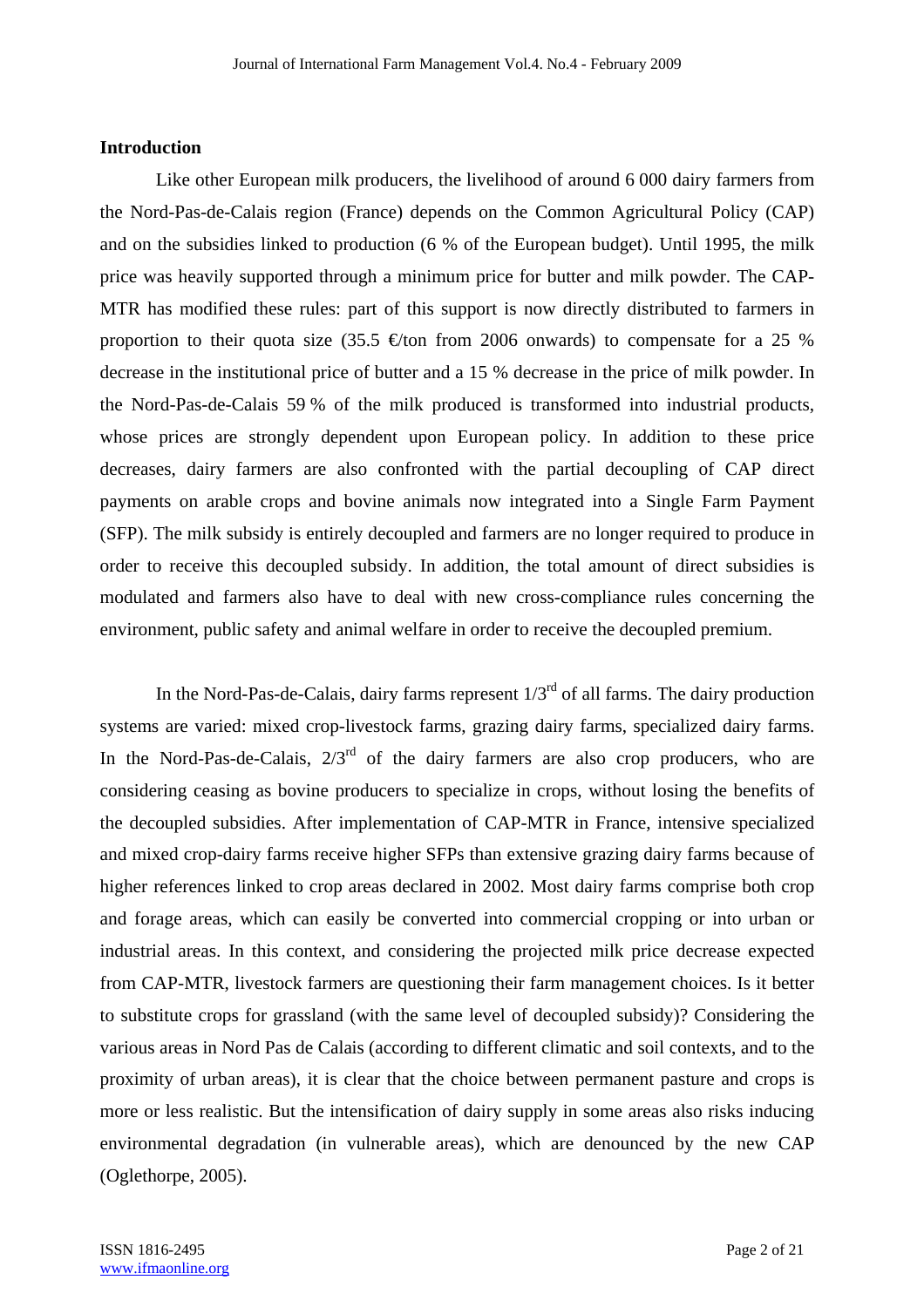## Introduction

Like other European milk producers, the livelihood of around 6 000 dairy farmers from the Nord-Pas-de-Calais region (France) depends on the Common Agricultural Policy (CAP) and on the subsidies linked to production (6 % of the European budget). Until 1995, the milk price was heavily supported through a minimum price for butter and milk powder. The CAP-MTR has modified these rules: part of this support is now directly distributed to farmers in proportion to their quota size (35.5 €/ton from 2006 onwards) to compensate for a 25 % decrease in the institutional price of butter and a 15 % decrease in the price of milk powder. In the Nord-Pas-de-Calais 59 % of the milk produced is transformed into industrial products, whose prices are strongly dependent upon European policy. In addition to these price decreases, dairy farmers are also confronted with the partial decoupling of CAP direct payments on arable crops and bovine animals now integrated into a Single Farm Payment (SFP). The milk subsidy is entirely decoupled and farmers are no longer required to produce in order to receive this decoupled subsidy. In addition, the total amount of direct subsidies is modulated and farmers also have to deal with new cross-compliance rules concerning the environment, public safety and animal welfare in order to receive the decoupled premium.

In the Nord-Pas-de-Calais, dairy farms represent 1/3rd of all farms. The dairy production systems are varied: mixed crop-livestock farms, grazing dairy farms, specialized dairy farms. In the Nord-Pas-de-Calais, 2/3rd of the dairy farmers are also crop producers, who are considering ceasing as bovine producers to specialize in crops, without losing the benefits of the decoupled subsidies. After implementation of CAP-MTR in France, intensive specialized and mixed crop-dairy farms receive higher SFPs than extensive grazing dairy farms because of higher references linked to crop areas declared in 2002. Most dairy farms comprise both crop and forage areas, which can easily be converted into commercial cropping or into urban or industrial areas. In this context, and considering the projected milk price decrease expected from CAP-MTR, livestock farmers are questioning their farm management choices. Is it better to substitute crops for grassland (with the same level of decoupled subsidy)? Considering the various areas in Nord Pas de Calais (according to different climatic and soil contexts, and to the proximity of urban areas), it is clear that the choice between permanent pasture and crops is more or less realistic. But the intensification of dairy supply in some areas also risks inducing environmental degradation (in vulnerable areas), which are denounced by the new CAP (Oglethorpe, 2005).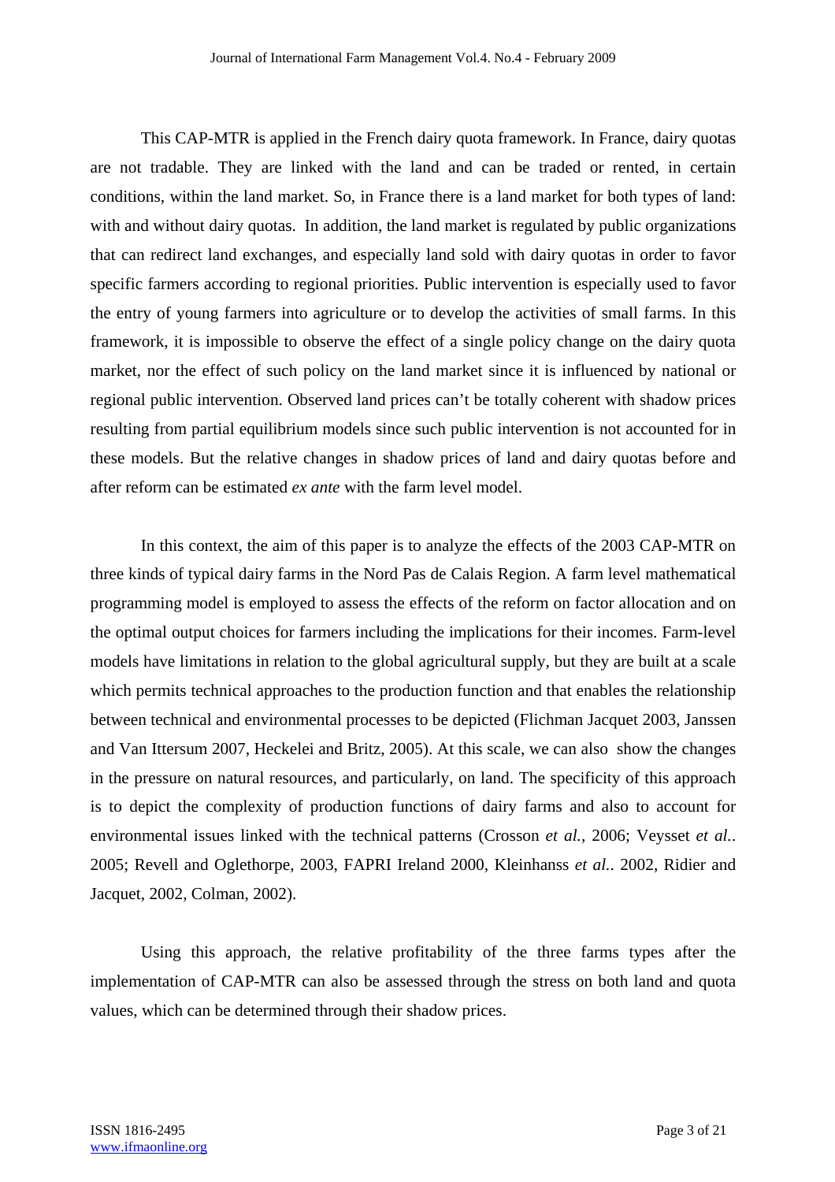This CAP-MTR is applied in the French dairy quota framework. In France, dairy quotas are not tradable. They are linked with the land and can be traded or rented, in certain conditions, within the land market. So, in France there is a land market for both types of land: with and without dairy quotas. In addition, the land market is regulated by public organizations that can redirect land exchanges, and especially land sold with dairy quotas in order to favor specific farmers according to regional priorities. Public intervention is especially used to favor the entry of young farmers into agriculture or to develop the activities of small farms. In this framework, it is impossible to observe the effect of a single policy change on the dairy quota market, nor the effect of such policy on the land market since it is influenced by national or regional public intervention. Observed land prices can't be totally coherent with shadow prices resulting from partial equilibrium models since such public intervention is not accounted for in these models. But the relative changes in shadow prices of land and dairy quotas before and after reform can be estimated *ex ante* with the farm level model.

In this context, the aim of this paper is to analyze the effects of the 2003 CAP-MTR on three kinds of typical dairy farms in the Nord Pas de Calais Region. A farm level mathematical programming model is employed to assess the effects of the reform on factor allocation and on the optimal output choices for farmers including the implications for their incomes. Farm-level models have limitations in relation to the global agricultural supply, but they are built at a scale which permits technical approaches to the production function and that enables the relationship between technical and environmental processes to be depicted (Flichman Jacquet 2003, Janssen and Van Ittersum 2007, Heckelei and Britz, 2005). At this scale, we can also show the changes in the pressure on natural resources, and particularly, on land. The specificity of this approach is to depict the complexity of production functions of dairy farms and also to account for environmental issues linked with the technical patterns (Crosson *et al.*, 2006; Veysset *et al.*. 2005; Revell and Oglethorpe, 2003, FAPRI Ireland 2000, Kleinhanss *et al.*. 2002, Ridier and Jacquet, 2002, Colman, 2002).

Using this approach, the relative profitability of the three farms types after the implementation of CAP-MTR can also be assessed through the stress on both land and quota values, which can be determined through their shadow prices.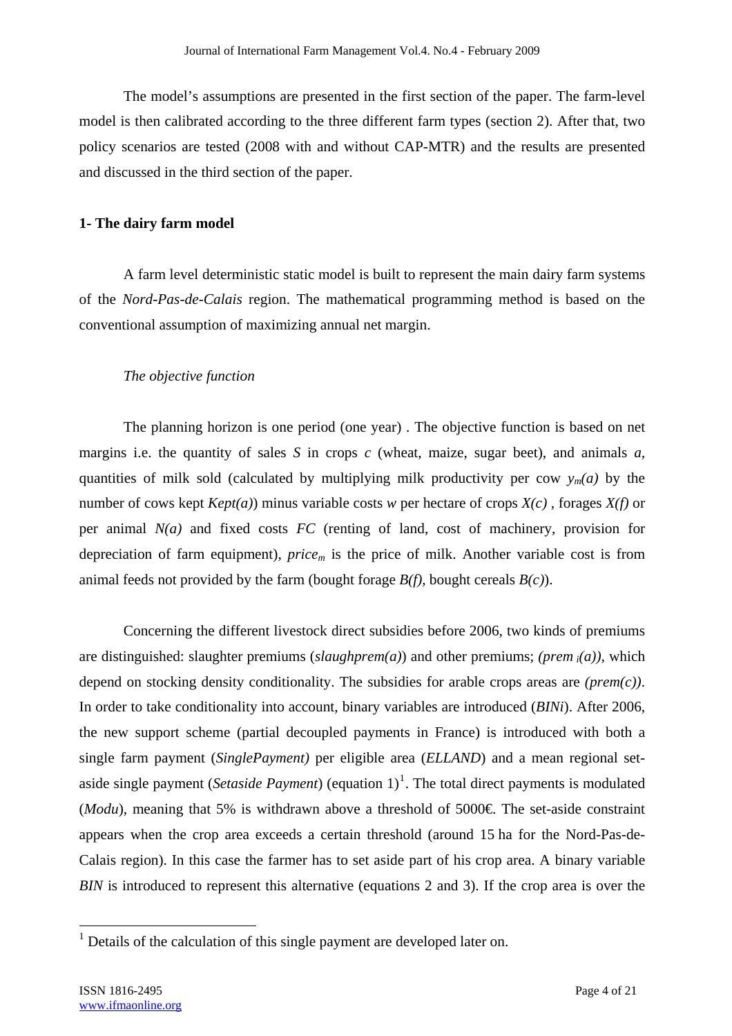The model's assumptions are presented in the first section of the paper. The farm-level model is then calibrated according to the three different farm types (section 2). After that, two policy scenarios are tested (2008 with and without CAP-MTR) and the results are presented and discussed in the third section of the paper.

**1- The dairy farm model**

A farm level deterministic static model is built to represent the main dairy farm systems of the *Nord-Pas-de-Calais* region. The mathematical programming method is based on the conventional assumption of maximizing annual net margin.

*The objective function*

The planning horizon is one period (one year) . The objective function is based on net margins i.e. the quantity of sales *S* in crops *c* (wheat, maize, sugar beet), and animals *a*, quantities of milk sold (calculated by multiplying milk productivity per cow $y_m(a)$ by the number of cows kept *Kept(a)*) minus variable costs *w* per hectare of crops *X(c)* , forages *X(f)* or per animal *N(a)* and fixed costs *FC* (renting of land, cost of machinery, provision for depreciation of farm equipment), $price_m$ is the price of milk. Another variable cost is from animal feeds not provided by the farm (bought forage *B(f)*, bought cereals *B(c)*).

Concerning the different livestock direct subsidies before 2006, two kinds of premiums are distinguished: slaughter premiums (*slaughprem(a)*) and other premiums; $(prem_i(a))$, which depend on stocking density conditionality. The subsidies for arable crops areas are *(prem(c))*. In order to take conditionality into account, binary variables are introduced (*BINi*). After 2006, the new support scheme (partial decoupled payments in France) is introduced with both a single farm payment (*SinglePayment)* per eligible area (*ELLAND*) and a mean regional set-aside single payment (*Setaside Payment*) (equation 1)[1]. The total direct payments is modulated (*Modu*), meaning that 5% is withdrawn above a threshold of 5000€. The set-aside constraint appears when the crop area exceeds a certain threshold (around 15 ha for the Nord-Pas-de-Calais region). In this case the farmer has to set aside part of his crop area. A binary variable *BIN* is introduced to represent this alternative (equations 2 and 3). If the crop area is over the

[1] Details of the calculation of this single payment are developed later on.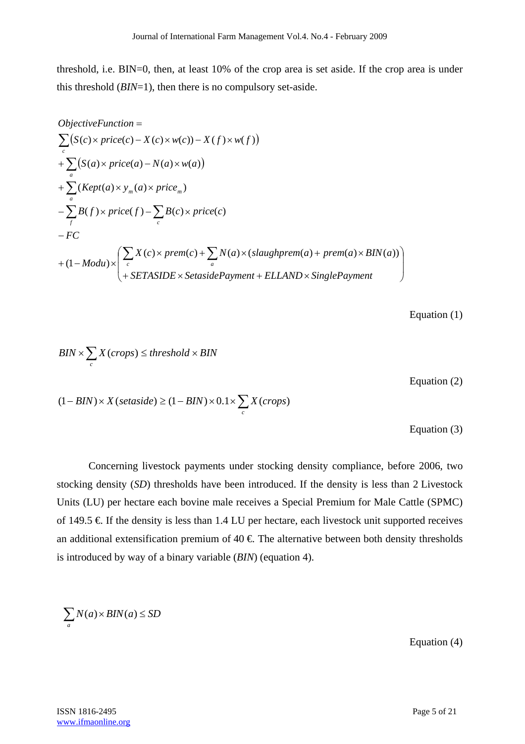threshold, i.e. BIN=0, then, at least 10% of the crop area is set aside. If the crop area is under this threshold (*BIN*=1), then there is no compulsory set-aside.

$$
\begin{aligned}
&ObjectiveFunction = \\
&\sum_c \left(S(c) \times price(c) - X(c) \times w(c)\right) - X(f) \times w(f)) \\
&+ \sum_a \left(S(a) \times price(a) - N(a) \times w(a)\right) \\
&+ \sum_a (Kept(a) \times y_m(a) \times price_m) \\
&- \sum_f B(f) \times price(f) - \sum_c B(c) \times price(c) \\
&- FC \\
&+ (1 - Modu) \times \left( \begin{array}{l} \sum_c X(c) \times prem(c) + \sum_a N(a) \times (slaughprem(a) + prem(a) \times BIN(a)) \\ + SETASIDE \times SetasidePayment + ELLAND \times SinglePayment \end{array} \right)
\end{aligned}
$$

Equation (1)

$$
BIN \times \sum_c X(crops) \leq threshold \times BIN
$$

Equation (2)

$$
(1 - BIN) \times X(setaside) \geq (1 - BIN) \times 0.1 \times \sum_c X(crops)
$$

Equation (3)

Concerning livestock payments under stocking density compliance, before 2006, two stocking density (*SD*) thresholds have been introduced. If the density is less than 2 Livestock Units (LU) per hectare each bovine male receives a Special Premium for Male Cattle (SPMC) of 149.5 €. If the density is less than 1.4 LU per hectare, each livestock unit supported receives an additional extensification premium of 40 €. The alternative between both density thresholds is introduced by way of a binary variable (*BIN*) (equation 4).

$$
\sum_a N(a) \times BIN(a) \leq SD
$$

Equation (4)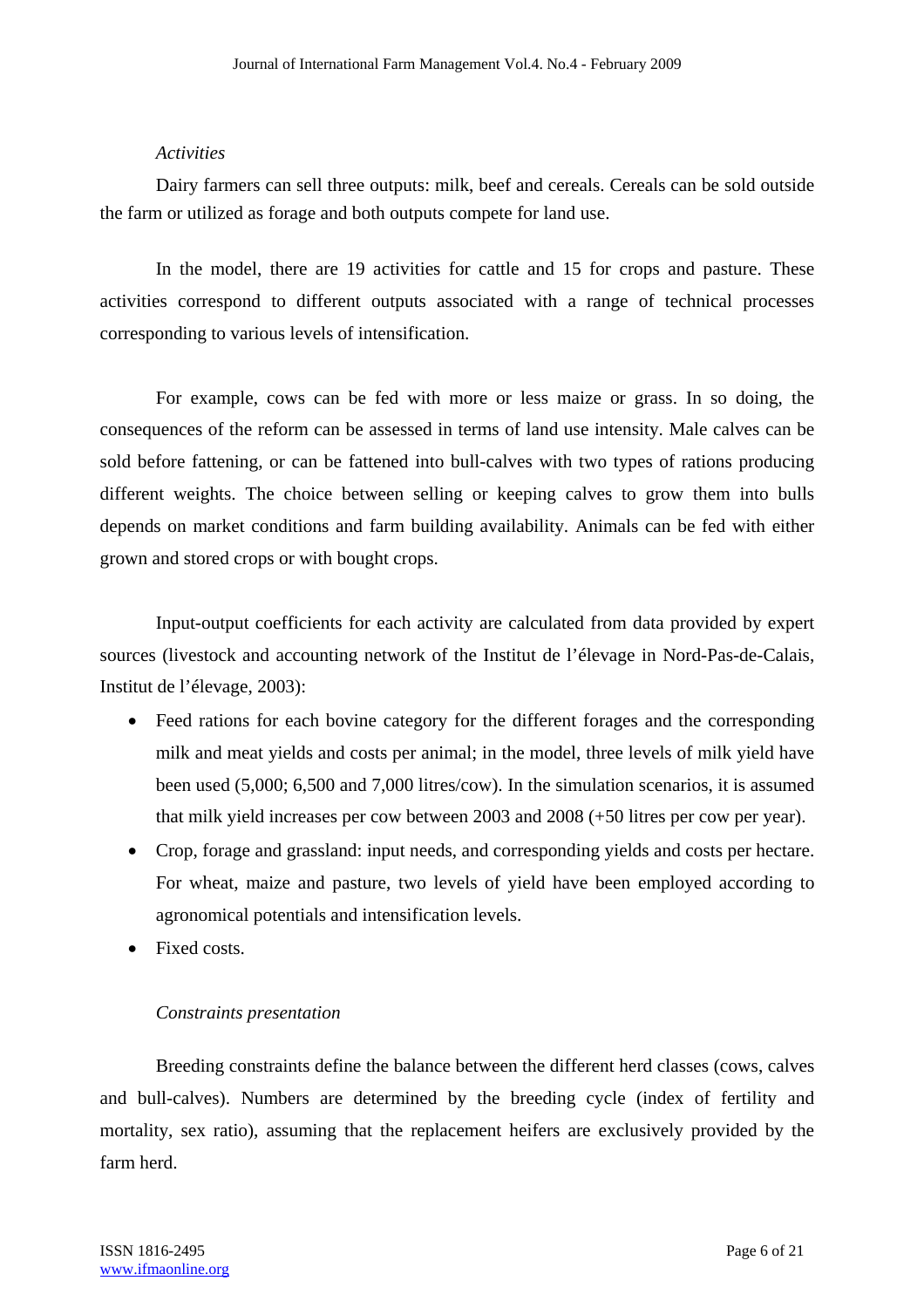*Activities*

Dairy farmers can sell three outputs: milk, beef and cereals. Cereals can be sold outside the farm or utilized as forage and both outputs compete for land use.

In the model, there are 19 activities for cattle and 15 for crops and pasture. These activities correspond to different outputs associated with a range of technical processes corresponding to various levels of intensification.

For example, cows can be fed with more or less maize or grass. In so doing, the consequences of the reform can be assessed in terms of land use intensity. Male calves can be sold before fattening, or can be fattened into bull-calves with two types of rations producing different weights. The choice between selling or keeping calves to grow them into bulls depends on market conditions and farm building availability. Animals can be fed with either grown and stored crops or with bought crops.

Input-output coefficients for each activity are calculated from data provided by expert sources (livestock and accounting network of the Institut de l'élevage in Nord-Pas-de-Calais, Institut de l'élevage, 2003):

- Feed rations for each bovine category for the different forages and the corresponding milk and meat yields and costs per animal; in the model, three levels of milk yield have been used (5,000; 6,500 and 7,000 litres/cow). In the simulation scenarios, it is assumed that milk yield increases per cow between 2003 and 2008 (+50 litres per cow per year).
- Crop, forage and grassland: input needs, and corresponding yields and costs per hectare. For wheat, maize and pasture, two levels of yield have been employed according to agronomical potentials and intensification levels.
- Fixed costs.

*Constraints presentation*

Breeding constraints define the balance between the different herd classes (cows, calves and bull-calves). Numbers are determined by the breeding cycle (index of fertility and mortality, sex ratio), assuming that the replacement heifers are exclusively provided by the farm herd.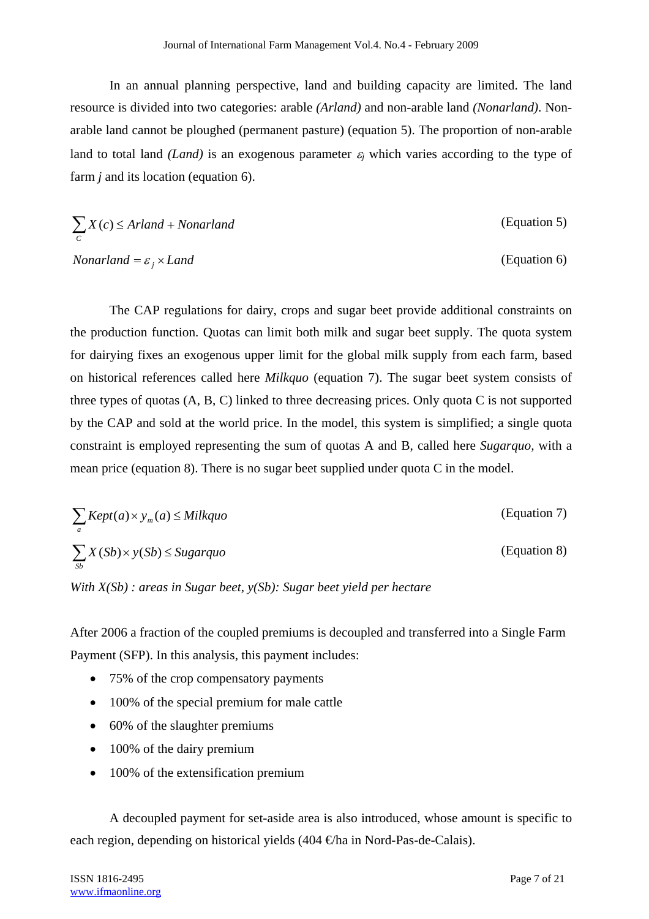In an annual planning perspective, land and building capacity are limited. The land resource is divided into two categories: arable *(Arland)* and non-arable land *(Nonarland)*. Non-arable land cannot be ploughed (permanent pasture) (equation 5). The proportion of non-arable land to total land *(Land)* is an exogenous parameter $\varepsilon_j$ which varies according to the type of farm *j* and its location (equation 6).

$$\sum_{C} X(c) \leq Arland + Nonarland \qquad \text{(Equation 5)}$$

$$Nonarland = \varepsilon_j \times Land \qquad \text{(Equation 6)}$$

The CAP regulations for dairy, crops and sugar beet provide additional constraints on the production function. Quotas can limit both milk and sugar beet supply. The quota system for dairying fixes an exogenous upper limit for the global milk supply from each farm, based on historical references called here *Milkquo* (equation 7). The sugar beet system consists of three types of quotas (A, B, C) linked to three decreasing prices. Only quota C is not supported by the CAP and sold at the world price. In the model, this system is simplified; a single quota constraint is employed representing the sum of quotas A and B, called here *Sugarquo,* with a mean price (equation 8). There is no sugar beet supplied under quota C in the model.

$$\sum_{a} Kept(a) \times y_m(a) \leq Milkquo \qquad \text{(Equation 7)}$$

$$\sum_{Sb} X(Sb) \times y(Sb) \leq Sugarquo \qquad \text{(Equation 8)}$$

*With X(Sb) : areas in Sugar beet, y(Sb): Sugar beet yield per hectare*

After 2006 a fraction of the coupled premiums is decoupled and transferred into a Single Farm Payment (SFP). In this analysis, this payment includes:

- 75% of the crop compensatory payments
- 100% of the special premium for male cattle
- 60% of the slaughter premiums
- 100% of the dairy premium
- 100% of the extensification premium

A decoupled payment for set-aside area is also introduced, whose amount is specific to each region, depending on historical yields (404 €/ha in Nord-Pas-de-Calais).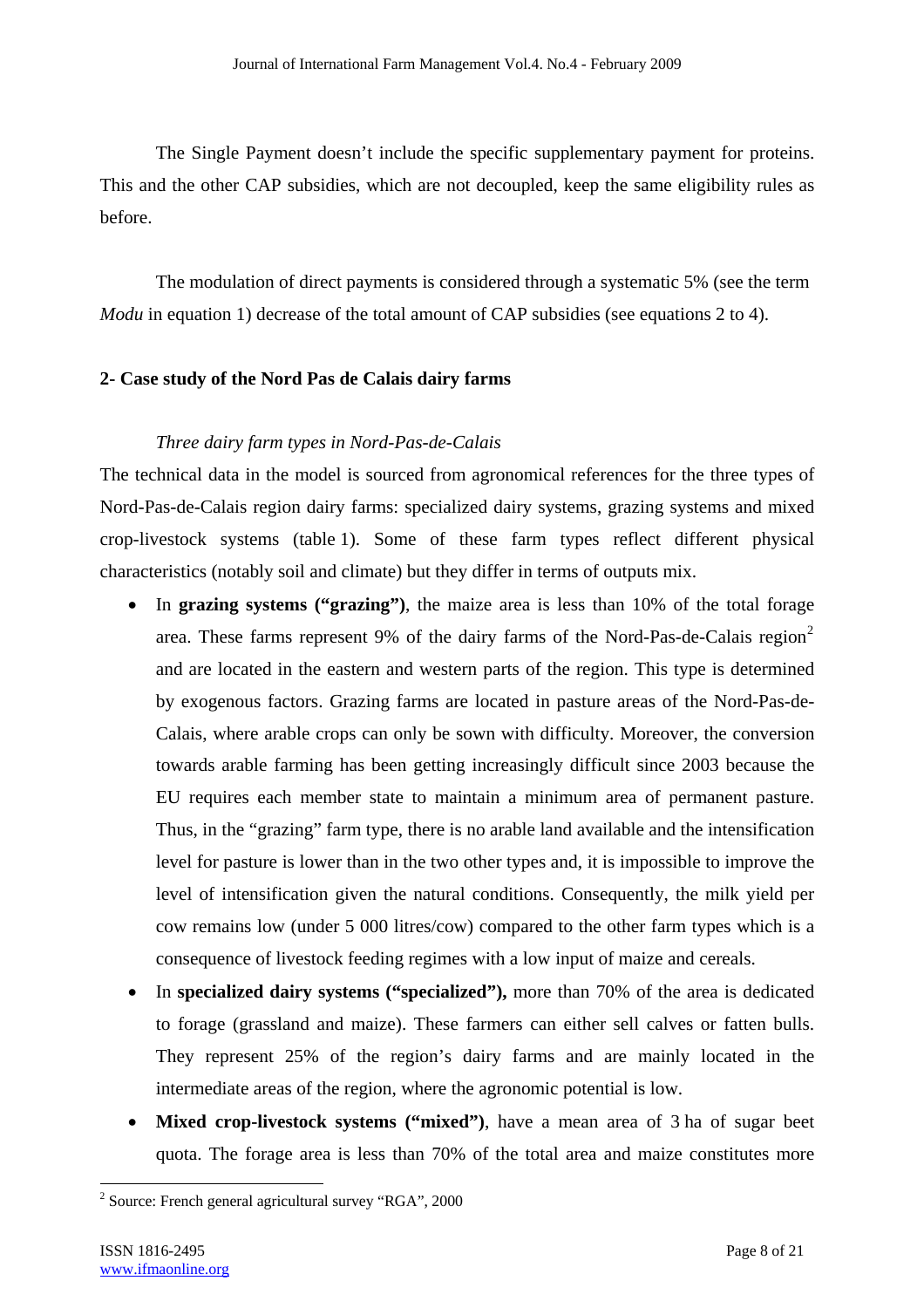The Single Payment doesn't include the specific supplementary payment for proteins. This and the other CAP subsidies, which are not decoupled, keep the same eligibility rules as before.

The modulation of direct payments is considered through a systematic 5% (see the term *Modu* in equation 1) decrease of the total amount of CAP subsidies (see equations 2 to 4).

## 2- Case study of the Nord Pas de Calais dairy farms

### *Three dairy farm types in Nord-Pas-de-Calais*

The technical data in the model is sourced from agronomical references for the three types of Nord-Pas-de-Calais region dairy farms: specialized dairy systems, grazing systems and mixed crop-livestock systems (table 1). Some of these farm types reflect different physical characteristics (notably soil and climate) but they differ in terms of outputs mix.

- In **grazing systems ("grazing")**, the maize area is less than 10% of the total forage area. These farms represent 9% of the dairy farms of the Nord-Pas-de-Calais region[2] and are located in the eastern and western parts of the region. This type is determined by exogenous factors. Grazing farms are located in pasture areas of the Nord-Pas-de-Calais, where arable crops can only be sown with difficulty. Moreover, the conversion towards arable farming has been getting increasingly difficult since 2003 because the EU requires each member state to maintain a minimum area of permanent pasture. Thus, in the "grazing" farm type, there is no arable land available and the intensification level for pasture is lower than in the two other types and, it is impossible to improve the level of intensification given the natural conditions. Consequently, the milk yield per cow remains low (under 5 000 litres/cow) compared to the other farm types which is a consequence of livestock feeding regimes with a low input of maize and cereals.
- In **specialized dairy systems ("specialized"),** more than 70% of the area is dedicated to forage (grassland and maize). These farmers can either sell calves or fatten bulls. They represent 25% of the region's dairy farms and are mainly located in the intermediate areas of the region, where the agronomic potential is low.
- **Mixed crop-livestock systems ("mixed")**, have a mean area of 3 ha of sugar beet quota. The forage area is less than 70% of the total area and maize constitutes more

[2] Source: French general agricultural survey "RGA", 2000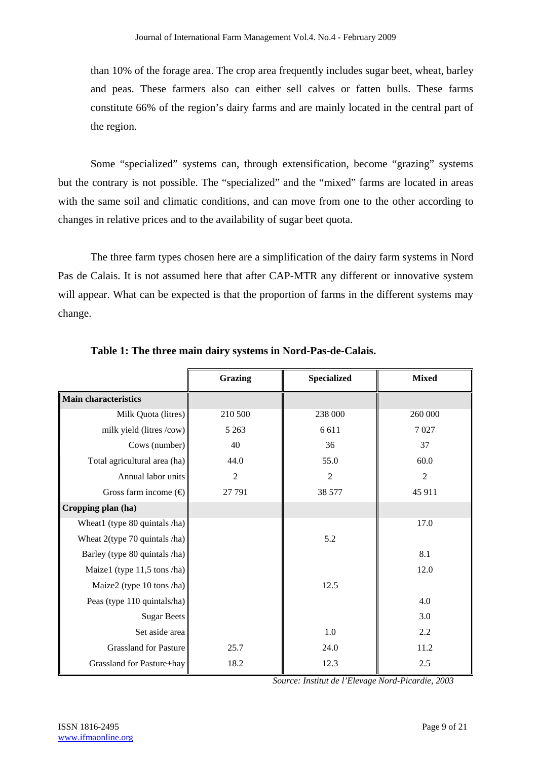than 10% of the forage area. The crop area frequently includes sugar beet, wheat, barley and peas. These farmers also can either sell calves or fatten bulls. These farms constitute 66% of the region's dairy farms and are mainly located in the central part of the region.

Some "specialized" systems can, through extensification, become "grazing" systems but the contrary is not possible. The "specialized" and the "mixed" farms are located in areas with the same soil and climatic conditions, and can move from one to the other according to changes in relative prices and to the availability of sugar beet quota.

The three farm types chosen here are a simplification of the dairy farm systems in Nord Pas de Calais. It is not assumed here that after CAP-MTR any different or innovative system will appear. What can be expected is that the proportion of farms in the different systems may change.

**Table 1: The three main dairy systems in Nord-Pas-de-Calais.**

| | Grazing | Specialized | Mixed |
|---|---|---|---|
| **Main characteristics** | | | |
| Milk Quota (litres) | 210 500 | 238 000 | 260 000 |
| milk yield (litres /cow) | 5 263 | 6 611 | 7 027 |
| Cows (number) | 40 | 36 | 37 |
| Total agricultural area (ha) | 44.0 | 55.0 | 60.0 |
| Annual labor units | 2 | 2 | 2 |
| Gross farm income (€) | 27 791 | 38 577 | 45 911 |
| **Cropping plan (ha)** | | | |
| Wheat1 (type 80 quintals /ha) | | | 17.0 |
| Wheat 2(type 70 quintals /ha) | | 5.2 | |
| Barley (type 80 quintals /ha) | | | 8.1 |
| Maize1 (type 11,5 tons /ha) | | | 12.0 |
| Maize2 (type 10 tons /ha) | | 12.5 | |
| Peas (type 110 quintals/ha) | | | 4.0 |
| Sugar Beets | | | 3.0 |
| Set aside area | | 1.0 | 2.2 |
| Grassland for Pasture | 25.7 | 24.0 | 11.2 |
| Grassland for Pasture+hay | 18.2 | 12.3 | 2.5 |

*Source: Institut de l'Elevage Nord-Picardie, 2003*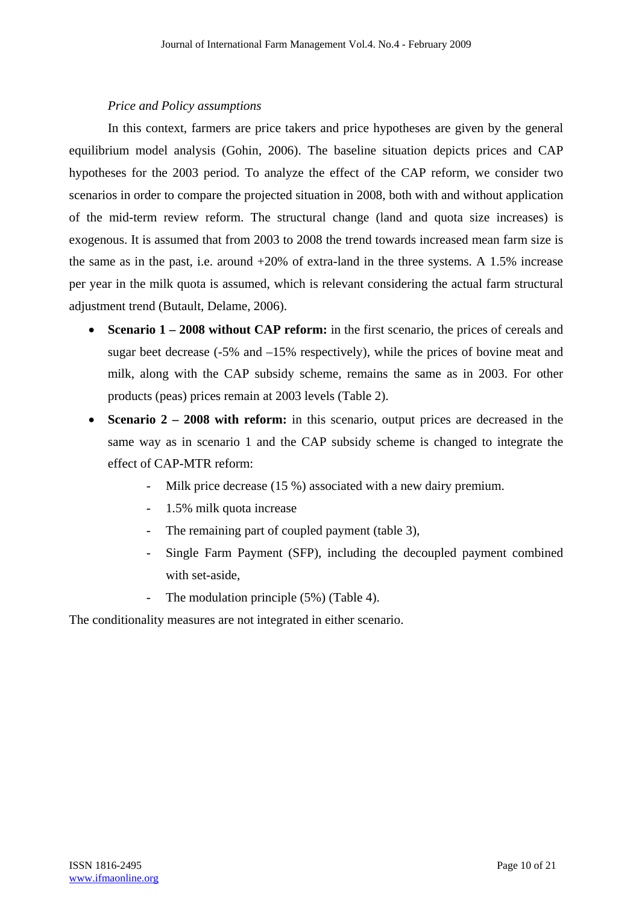*Price and Policy assumptions*

In this context, farmers are price takers and price hypotheses are given by the general equilibrium model analysis (Gohin, 2006). The baseline situation depicts prices and CAP hypotheses for the 2003 period. To analyze the effect of the CAP reform, we consider two scenarios in order to compare the projected situation in 2008, both with and without application of the mid-term review reform. The structural change (land and quota size increases) is exogenous. It is assumed that from 2003 to 2008 the trend towards increased mean farm size is the same as in the past, i.e. around +20% of extra-land in the three systems. A 1.5% increase per year in the milk quota is assumed, which is relevant considering the actual farm structural adjustment trend (Butault, Delame, 2006).

- **Scenario 1 – 2008 without CAP reform:** in the first scenario, the prices of cereals and sugar beet decrease (-5% and –15% respectively), while the prices of bovine meat and milk, along with the CAP subsidy scheme, remains the same as in 2003. For other products (peas) prices remain at 2003 levels (Table 2).
- **Scenario 2 – 2008 with reform:** in this scenario, output prices are decreased in the same way as in scenario 1 and the CAP subsidy scheme is changed to integrate the effect of CAP-MTR reform:
  - Milk price decrease (15 %) associated with a new dairy premium.
  - 1.5% milk quota increase
  - The remaining part of coupled payment (table 3),
  - Single Farm Payment (SFP), including the decoupled payment combined with set-aside,
  - The modulation principle (5%) (Table 4).

The conditionality measures are not integrated in either scenario.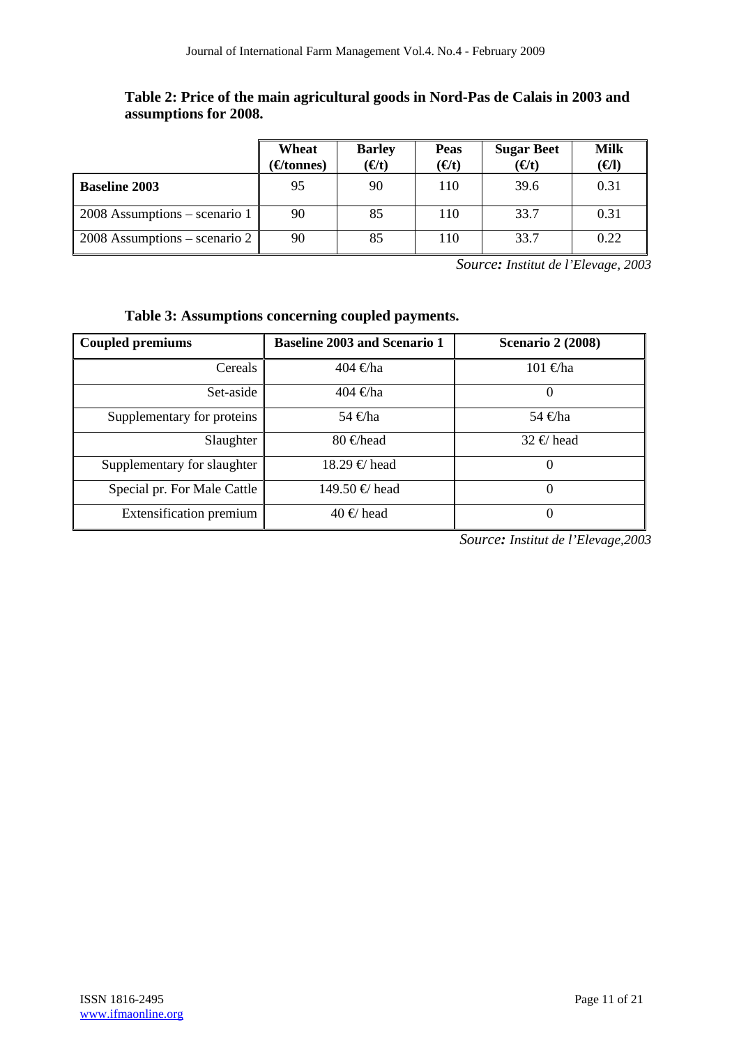**Table 2: Price of the main agricultural goods in Nord-Pas de Calais in 2003 and assumptions for 2008.**

| | Wheat (€/tonnes) | Barley (€/t) | Peas (€/t) | Sugar Beet (€/t) | Milk (€/l) |
|---|---|---|---|---|---|
| **Baseline 2003** | 95 | 90 | 110 | 39.6 | 0.31 |
| 2008 Assumptions – scenario 1 | 90 | 85 | 110 | 33.7 | 0.31 |
| 2008 Assumptions – scenario 2 | 90 | 85 | 110 | 33.7 | 0.22 |

*Source: Institut de l'Elevage, 2003*

**Table 3: Assumptions concerning coupled payments.**

| Coupled premiums | Baseline 2003 and Scenario 1 | Scenario 2 (2008) |
|---|---|---|
| Cereals | 404 €/ha | 101 €/ha |
| Set-aside | 404 €/ha | 0 |
| Supplementary for proteins | 54 €/ha | 54 €/ha |
| Slaughter | 80 €/head | 32 €/ head |
| Supplementary for slaughter | 18.29 €/ head | 0 |
| Special pr. For Male Cattle | 149.50 €/ head | 0 |
| Extensification premium | 40 €/ head | 0 |

*Source: Institut de l'Elevage,2003*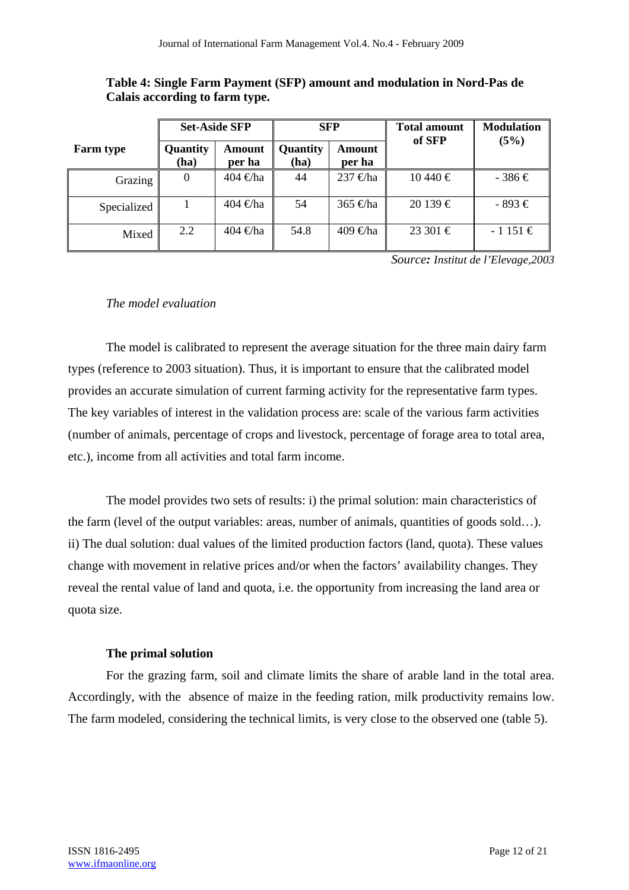**Table 4: Single Farm Payment (SFP) amount and modulation in Nord-Pas de Calais according to farm type.**

| Farm type | Set-Aside SFP | | SFP | | Total amount of SFP | Modulation (5%) |
|---|---|---|---|---|---|---|
| | Quantity (ha) | Amount per ha | Quantity (ha) | Amount per ha | | |
| Grazing | 0 | 404 €/ha | 44 | 237 €/ha | 10 440 € | - 386 € |
| Specialized | 1 | 404 €/ha | 54 | 365 €/ha | 20 139 € | - 893 € |
| Mixed | 2.2 | 404 €/ha | 54.8 | 409 €/ha | 23 301 € | - 1 151 € |

*Source: Institut de l'Elevage,2003*

*The model evaluation*

The model is calibrated to represent the average situation for the three main dairy farm types (reference to 2003 situation). Thus, it is important to ensure that the calibrated model provides an accurate simulation of current farming activity for the representative farm types. The key variables of interest in the validation process are: scale of the various farm activities (number of animals, percentage of crops and livestock, percentage of forage area to total area, etc.), income from all activities and total farm income.

The model provides two sets of results: i) the primal solution: main characteristics of the farm (level of the output variables: areas, number of animals, quantities of goods sold…). ii) The dual solution: dual values of the limited production factors (land, quota). These values change with movement in relative prices and/or when the factors' availability changes. They reveal the rental value of land and quota, i.e. the opportunity from increasing the land area or quota size.

**The primal solution**

For the grazing farm, soil and climate limits the share of arable land in the total area. Accordingly, with the absence of maize in the feeding ration, milk productivity remains low. The farm modeled, considering the technical limits, is very close to the observed one (table 5).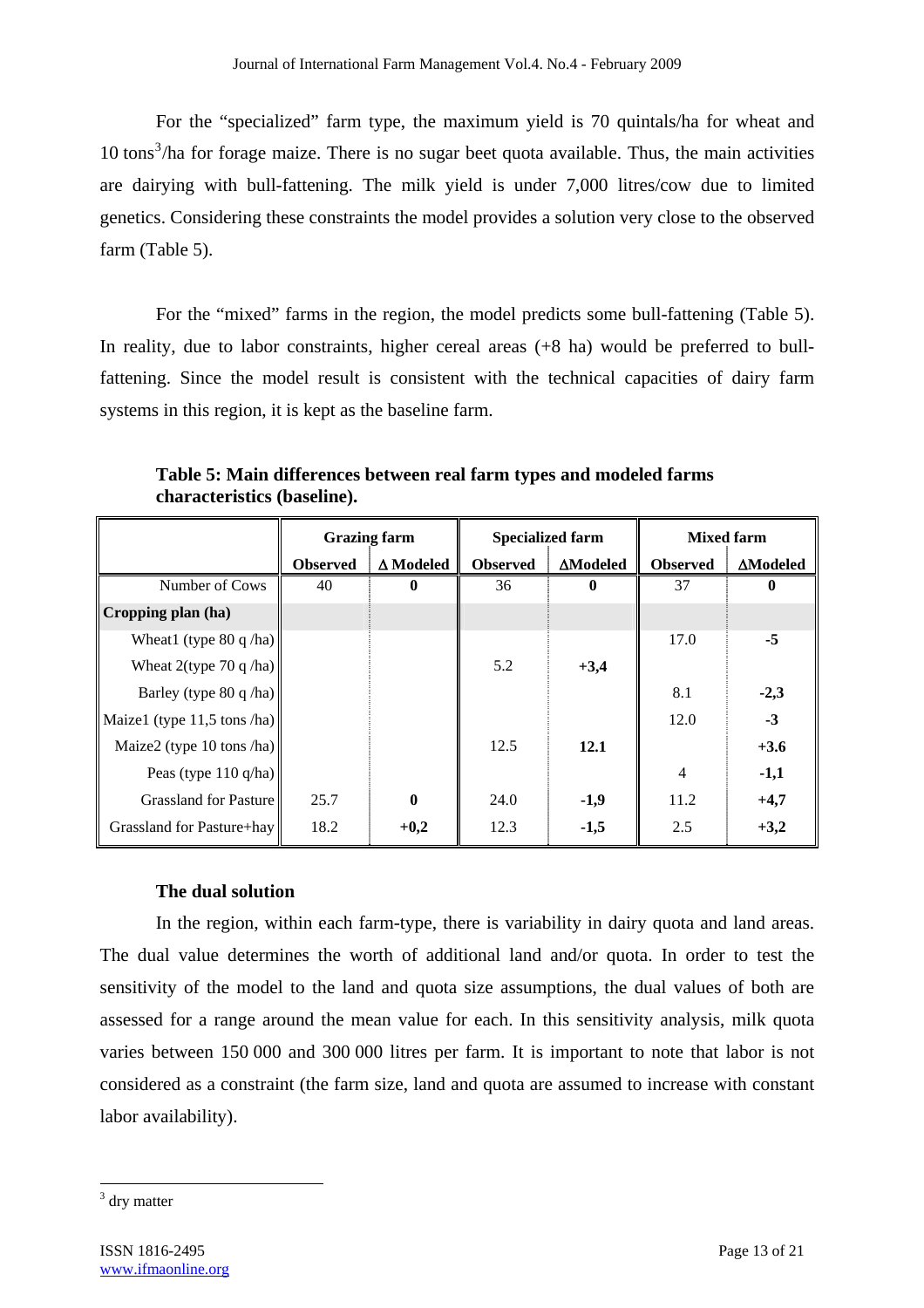For the "specialized" farm type, the maximum yield is 70 quintals/ha for wheat and 10 tons[3]/ha for forage maize. There is no sugar beet quota available. Thus, the main activities are dairying with bull-fattening. The milk yield is under 7,000 litres/cow due to limited genetics. Considering these constraints the model provides a solution very close to the observed farm (Table 5).

For the "mixed" farms in the region, the model predicts some bull-fattening (Table 5). In reality, due to labor constraints, higher cereal areas (+8 ha) would be preferred to bull-fattening. Since the model result is consistent with the technical capacities of dairy farm systems in this region, it is kept as the baseline farm.

**Table 5: Main differences between real farm types and modeled farms characteristics (baseline).**

| | Grazing farm | | Specialized farm | | Mixed farm | |
|---|---|---|---|---|---|---|
| | **Observed** | **Δ Modeled** | **Observed** | **ΔModeled** | **Observed** | **ΔModeled** |
| Number of Cows | 40 | **0** | 36 | **0** | 37 | **0** |
| **Cropping plan (ha)** | | | | | | |
| Wheat1 (type 80 q /ha) | | | | | 17.0 | **-5** |
| Wheat 2(type 70 q /ha) | | | 5.2 | **+3,4** | | |
| Barley (type 80 q /ha) | | | | | 8.1 | **-2,3** |
| Maize1 (type 11,5 tons /ha) | | | | | 12.0 | **-3** |
| Maize2 (type 10 tons /ha) | | | 12.5 | **12.1** | | **+3.6** |
| Peas (type 110 q/ha) | | | | | 4 | **-1,1** |
| Grassland for Pasture | 25.7 | **0** | 24.0 | **-1,9** | 11.2 | **+4,7** |
| Grassland for Pasture+hay | 18.2 | **+0,2** | 12.3 | **-1,5** | 2.5 | **+3,2** |

### The dual solution

In the region, within each farm-type, there is variability in dairy quota and land areas. The dual value determines the worth of additional land and/or quota. In order to test the sensitivity of the model to the land and quota size assumptions, the dual values of both are assessed for a range around the mean value for each. In this sensitivity analysis, milk quota varies between 150 000 and 300 000 litres per farm. It is important to note that labor is not considered as a constraint (the farm size, land and quota are assumed to increase with constant labor availability).

[3] dry matter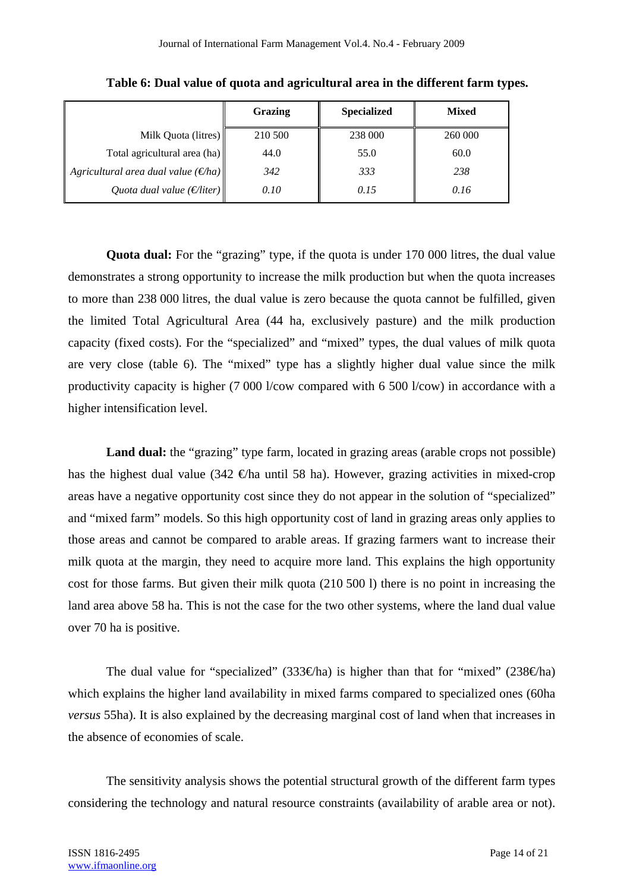**Table 6: Dual value of quota and agricultural area in the different farm types.**

| | Grazing | Specialized | Mixed |
|---|---|---|---|
| Milk Quota (litres) | 210 500 | 238 000 | 260 000 |
| Total agricultural area (ha) | 44.0 | 55.0 | 60.0 |
| *Agricultural area dual value (€/ha)* | *342* | *333* | *238* |
| *Quota dual value (€/liter)* | *0.10* | *0.15* | *0.16* |

**Quota dual:** For the "grazing" type, if the quota is under 170 000 litres, the dual value demonstrates a strong opportunity to increase the milk production but when the quota increases to more than 238 000 litres, the dual value is zero because the quota cannot be fulfilled, given the limited Total Agricultural Area (44 ha, exclusively pasture) and the milk production capacity (fixed costs). For the "specialized" and "mixed" types, the dual values of milk quota are very close (table 6). The "mixed" type has a slightly higher dual value since the milk productivity capacity is higher (7 000 l/cow compared with 6 500 l/cow) in accordance with a higher intensification level.

**Land dual:** the "grazing" type farm, located in grazing areas (arable crops not possible) has the highest dual value (342 €/ha until 58 ha). However, grazing activities in mixed-crop areas have a negative opportunity cost since they do not appear in the solution of "specialized" and "mixed farm" models. So this high opportunity cost of land in grazing areas only applies to those areas and cannot be compared to arable areas. If grazing farmers want to increase their milk quota at the margin, they need to acquire more land. This explains the high opportunity cost for those farms. But given their milk quota (210 500 l) there is no point in increasing the land area above 58 ha. This is not the case for the two other systems, where the land dual value over 70 ha is positive.

The dual value for "specialized" (333€/ha) is higher than that for "mixed" (238€/ha) which explains the higher land availability in mixed farms compared to specialized ones (60ha *versus* 55ha). It is also explained by the decreasing marginal cost of land when that increases in the absence of economies of scale.

The sensitivity analysis shows the potential structural growth of the different farm types considering the technology and natural resource constraints (availability of arable area or not).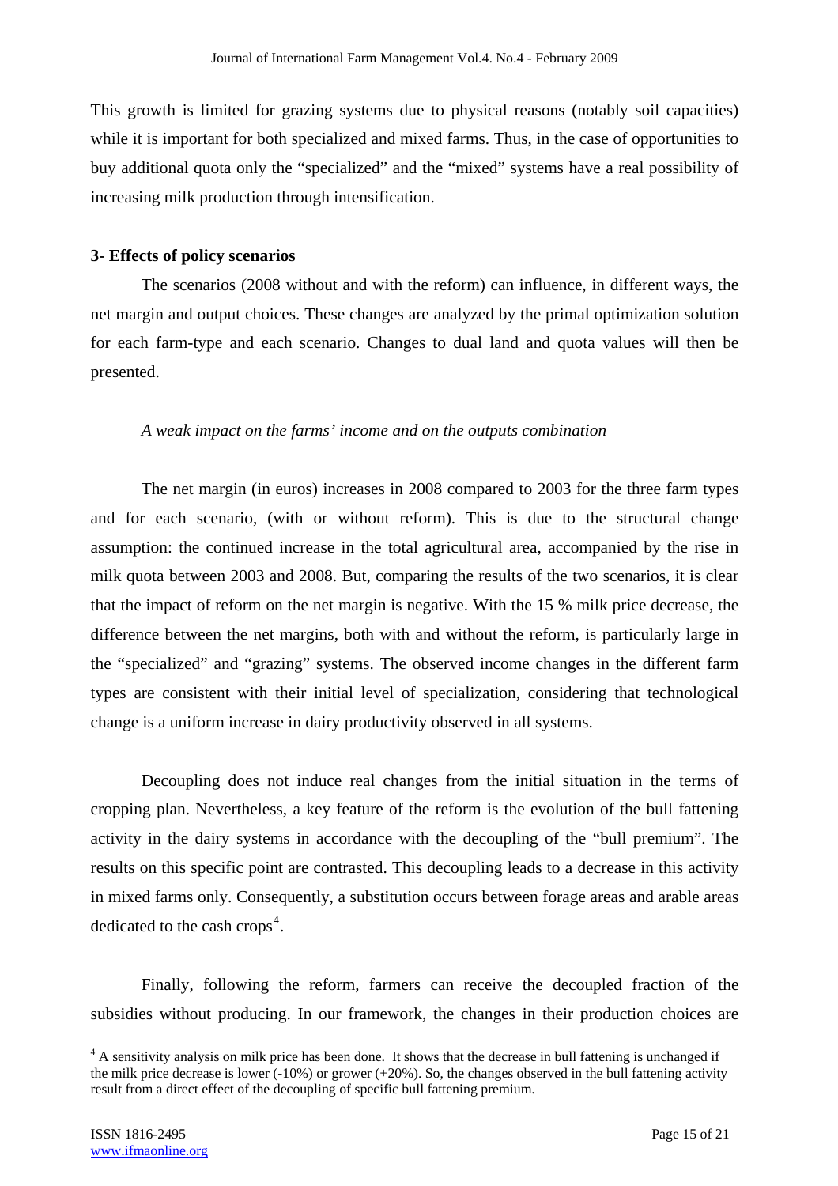This growth is limited for grazing systems due to physical reasons (notably soil capacities) while it is important for both specialized and mixed farms. Thus, in the case of opportunities to buy additional quota only the "specialized" and the "mixed" systems have a real possibility of increasing milk production through intensification.

**3- Effects of policy scenarios**

The scenarios (2008 without and with the reform) can influence, in different ways, the net margin and output choices. These changes are analyzed by the primal optimization solution for each farm-type and each scenario. Changes to dual land and quota values will then be presented.

*A weak impact on the farms' income and on the outputs combination*

The net margin (in euros) increases in 2008 compared to 2003 for the three farm types and for each scenario, (with or without reform). This is due to the structural change assumption: the continued increase in the total agricultural area, accompanied by the rise in milk quota between 2003 and 2008. But, comparing the results of the two scenarios, it is clear that the impact of reform on the net margin is negative. With the 15 % milk price decrease, the difference between the net margins, both with and without the reform, is particularly large in the "specialized" and "grazing" systems. The observed income changes in the different farm types are consistent with their initial level of specialization, considering that technological change is a uniform increase in dairy productivity observed in all systems.

Decoupling does not induce real changes from the initial situation in the terms of cropping plan. Nevertheless, a key feature of the reform is the evolution of the bull fattening activity in the dairy systems in accordance with the decoupling of the "bull premium". The results on this specific point are contrasted. This decoupling leads to a decrease in this activity in mixed farms only. Consequently, a substitution occurs between forage areas and arable areas dedicated to the cash crops[4].

Finally, following the reform, farmers can receive the decoupled fraction of the subsidies without producing. In our framework, the changes in their production choices are

[4] A sensitivity analysis on milk price has been done. It shows that the decrease in bull fattening is unchanged if the milk price decrease is lower (-10%) or grower (+20%). So, the changes observed in the bull fattening activity result from a direct effect of the decoupling of specific bull fattening premium.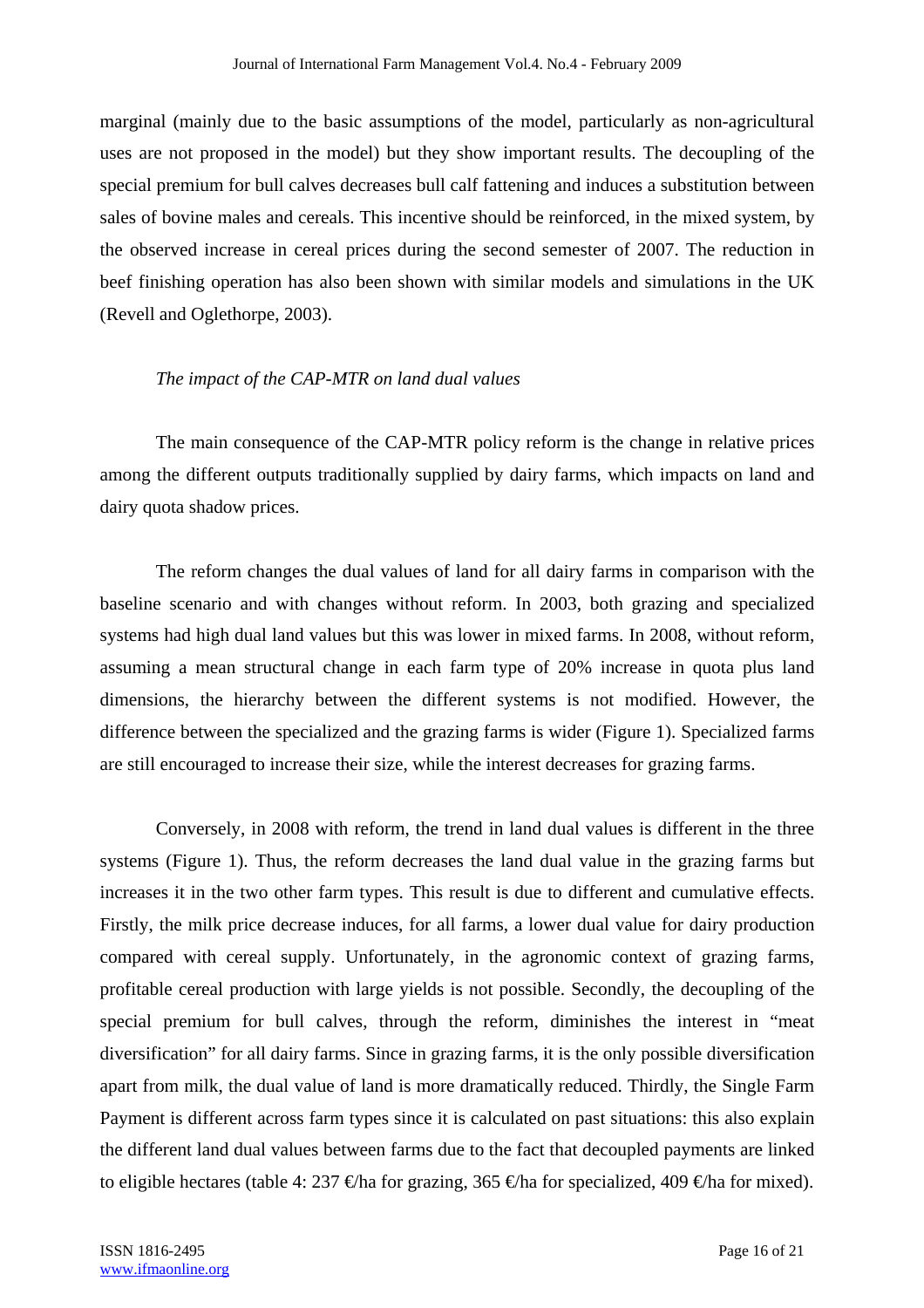marginal (mainly due to the basic assumptions of the model, particularly as non-agricultural uses are not proposed in the model) but they show important results. The decoupling of the special premium for bull calves decreases bull calf fattening and induces a substitution between sales of bovine males and cereals. This incentive should be reinforced, in the mixed system, by the observed increase in cereal prices during the second semester of 2007. The reduction in beef finishing operation has also been shown with similar models and simulations in the UK (Revell and Oglethorpe, 2003).

*The impact of the CAP-MTR on land dual values*

The main consequence of the CAP-MTR policy reform is the change in relative prices among the different outputs traditionally supplied by dairy farms, which impacts on land and dairy quota shadow prices.

The reform changes the dual values of land for all dairy farms in comparison with the baseline scenario and with changes without reform. In 2003, both grazing and specialized systems had high dual land values but this was lower in mixed farms. In 2008, without reform, assuming a mean structural change in each farm type of 20% increase in quota plus land dimensions, the hierarchy between the different systems is not modified. However, the difference between the specialized and the grazing farms is wider (Figure 1). Specialized farms are still encouraged to increase their size, while the interest decreases for grazing farms.

Conversely, in 2008 with reform, the trend in land dual values is different in the three systems (Figure 1). Thus, the reform decreases the land dual value in the grazing farms but increases it in the two other farm types. This result is due to different and cumulative effects. Firstly, the milk price decrease induces, for all farms, a lower dual value for dairy production compared with cereal supply. Unfortunately, in the agronomic context of grazing farms, profitable cereal production with large yields is not possible. Secondly, the decoupling of the special premium for bull calves, through the reform, diminishes the interest in "meat diversification" for all dairy farms. Since in grazing farms, it is the only possible diversification apart from milk, the dual value of land is more dramatically reduced. Thirdly, the Single Farm Payment is different across farm types since it is calculated on past situations: this also explain the different land dual values between farms due to the fact that decoupled payments are linked to eligible hectares (table 4: 237 €/ha for grazing, 365 €/ha for specialized, 409 €/ha for mixed).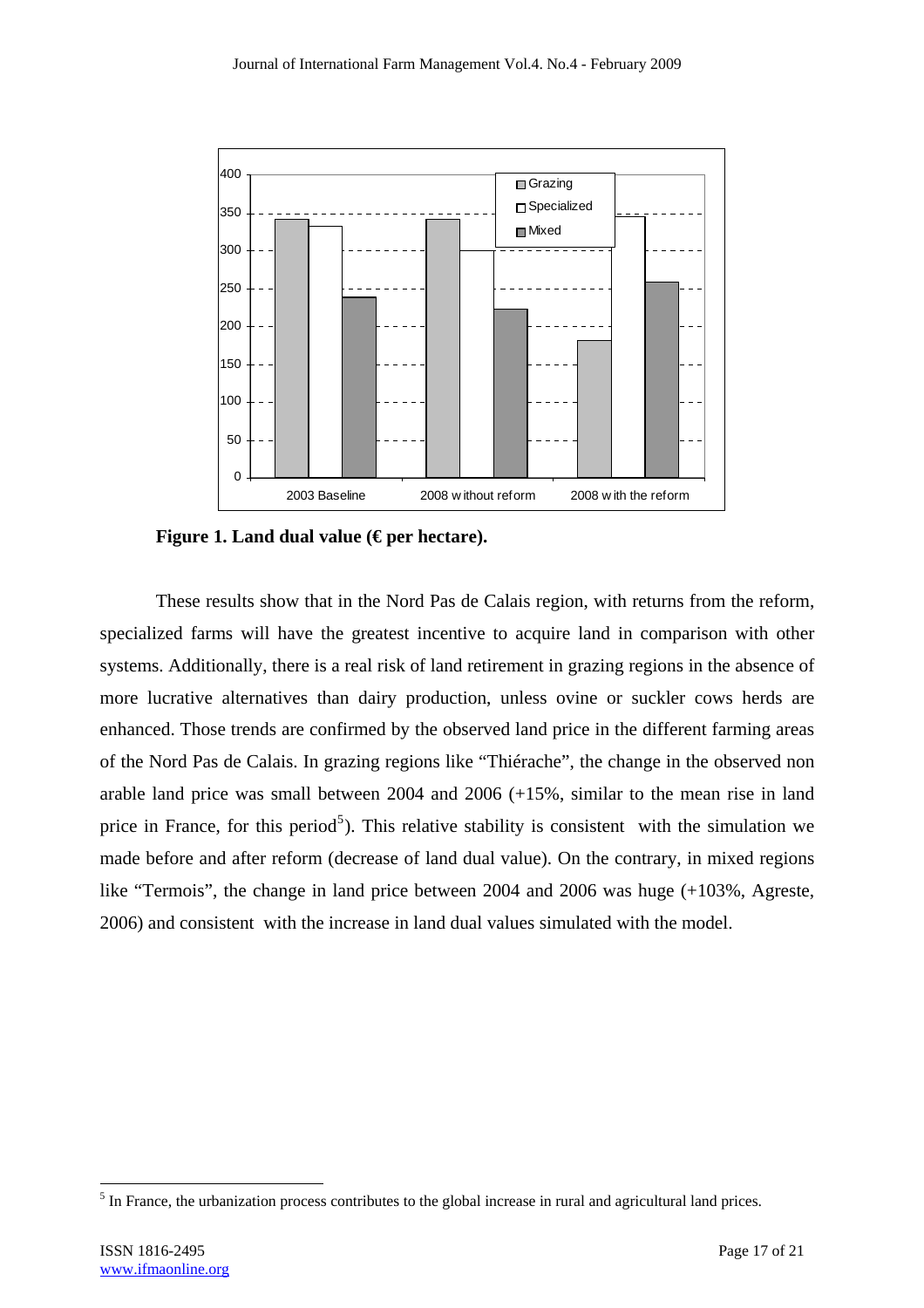**Figure 1. Land dual value (€ per hectare).**

These results show that in the Nord Pas de Calais region, with returns from the reform, specialized farms will have the greatest incentive to acquire land in comparison with other systems. Additionally, there is a real risk of land retirement in grazing regions in the absence of more lucrative alternatives than dairy production, unless ovine or suckler cows herds are enhanced. Those trends are confirmed by the observed land price in the different farming areas of the Nord Pas de Calais. In grazing regions like "Thiérache", the change in the observed non arable land price was small between 2004 and 2006 (+15%, similar to the mean rise in land price in France, for this period[5]). This relative stability is consistent with the simulation we made before and after reform (decrease of land dual value). On the contrary, in mixed regions like "Termois", the change in land price between 2004 and 2006 was huge (+103%, Agreste, 2006) and consistent with the increase in land dual values simulated with the model.

[5] In France, the urbanization process contributes to the global increase in rural and agricultural land prices.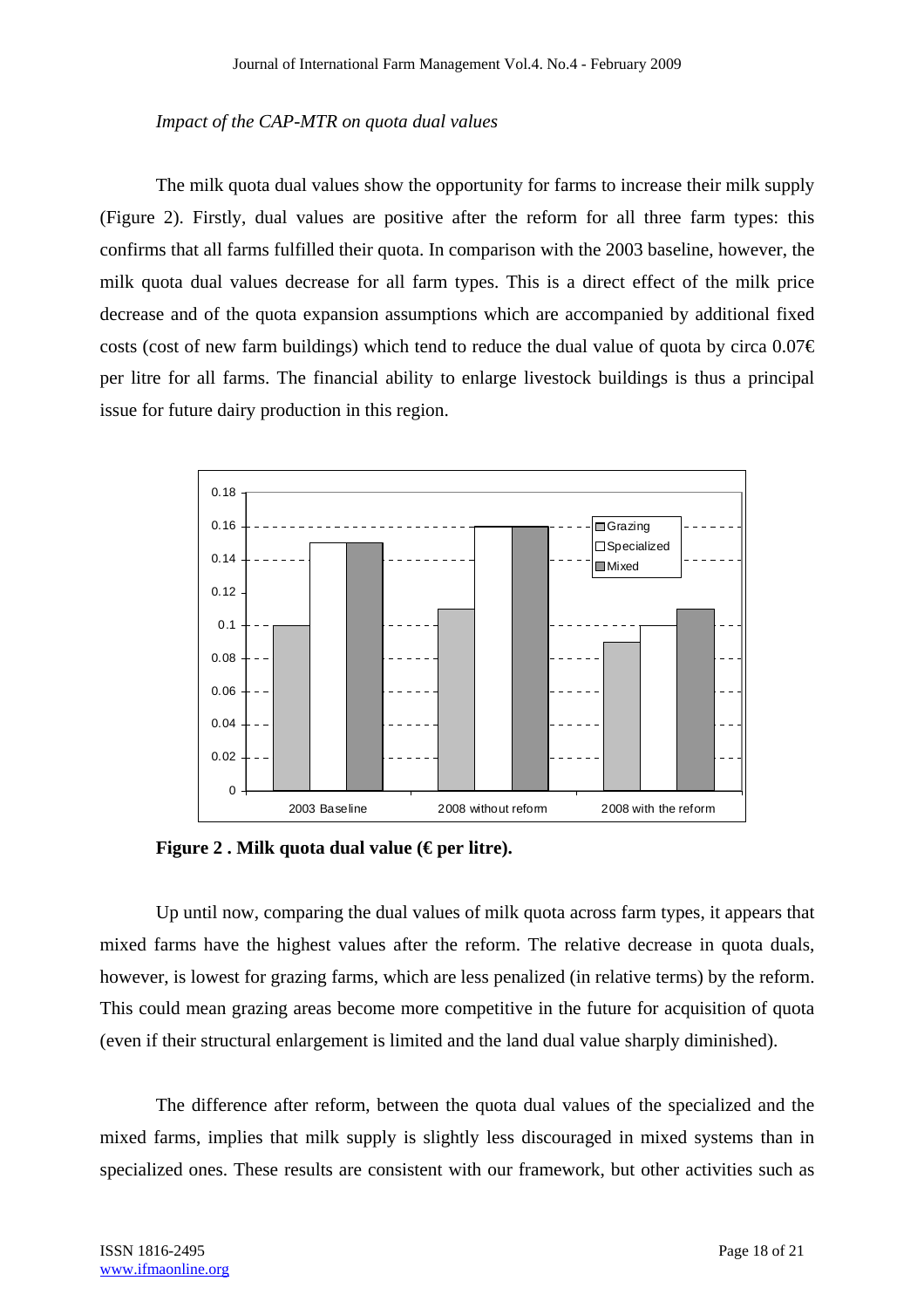*Impact of the CAP-MTR on quota dual values*

The milk quota dual values show the opportunity for farms to increase their milk supply (Figure 2). Firstly, dual values are positive after the reform for all three farm types: this confirms that all farms fulfilled their quota. In comparison with the 2003 baseline, however, the milk quota dual values decrease for all farm types. This is a direct effect of the milk price decrease and of the quota expansion assumptions which are accompanied by additional fixed costs (cost of new farm buildings) which tend to reduce the dual value of quota by circa 0.07€ per litre for all farms. The financial ability to enlarge livestock buildings is thus a principal issue for future dairy production in this region.

**Figure 2 . Milk quota dual value (€ per litre).**

Up until now, comparing the dual values of milk quota across farm types, it appears that mixed farms have the highest values after the reform. The relative decrease in quota duals, however, is lowest for grazing farms, which are less penalized (in relative terms) by the reform. This could mean grazing areas become more competitive in the future for acquisition of quota (even if their structural enlargement is limited and the land dual value sharply diminished).

The difference after reform, between the quota dual values of the specialized and the mixed farms, implies that milk supply is slightly less discouraged in mixed systems than in specialized ones. These results are consistent with our framework, but other activities such as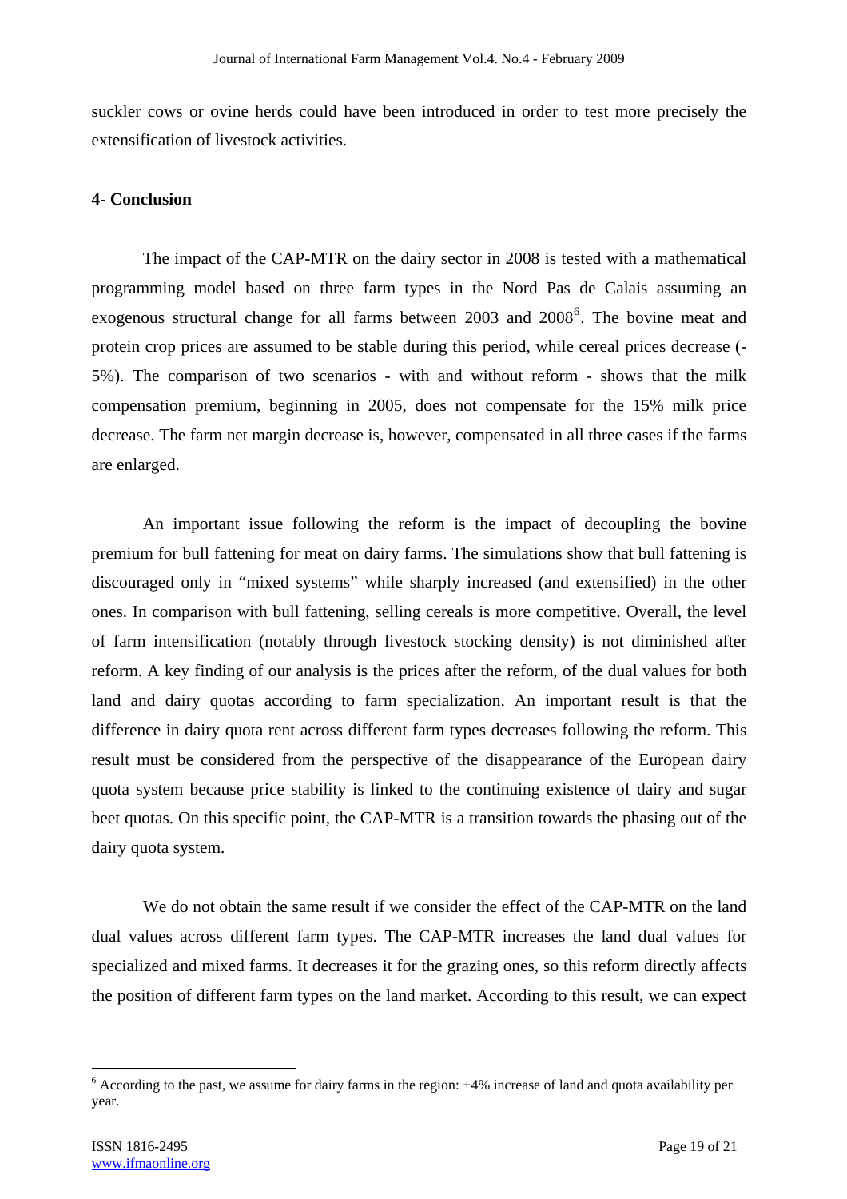suckler cows or ovine herds could have been introduced in order to test more precisely the extensification of livestock activities.

**4- Conclusion**

The impact of the CAP-MTR on the dairy sector in 2008 is tested with a mathematical programming model based on three farm types in the Nord Pas de Calais assuming an exogenous structural change for all farms between 2003 and 2008[6]. The bovine meat and protein crop prices are assumed to be stable during this period, while cereal prices decrease (-5%). The comparison of two scenarios - with and without reform - shows that the milk compensation premium, beginning in 2005, does not compensate for the 15% milk price decrease. The farm net margin decrease is, however, compensated in all three cases if the farms are enlarged.

An important issue following the reform is the impact of decoupling the bovine premium for bull fattening for meat on dairy farms. The simulations show that bull fattening is discouraged only in "mixed systems" while sharply increased (and extensified) in the other ones. In comparison with bull fattening, selling cereals is more competitive. Overall, the level of farm intensification (notably through livestock stocking density) is not diminished after reform. A key finding of our analysis is the prices after the reform, of the dual values for both land and dairy quotas according to farm specialization. An important result is that the difference in dairy quota rent across different farm types decreases following the reform. This result must be considered from the perspective of the disappearance of the European dairy quota system because price stability is linked to the continuing existence of dairy and sugar beet quotas. On this specific point, the CAP-MTR is a transition towards the phasing out of the dairy quota system.

We do not obtain the same result if we consider the effect of the CAP-MTR on the land dual values across different farm types. The CAP-MTR increases the land dual values for specialized and mixed farms. It decreases it for the grazing ones, so this reform directly affects the position of different farm types on the land market. According to this result, we can expect

[6] According to the past, we assume for dairy farms in the region: +4% increase of land and quota availability per year.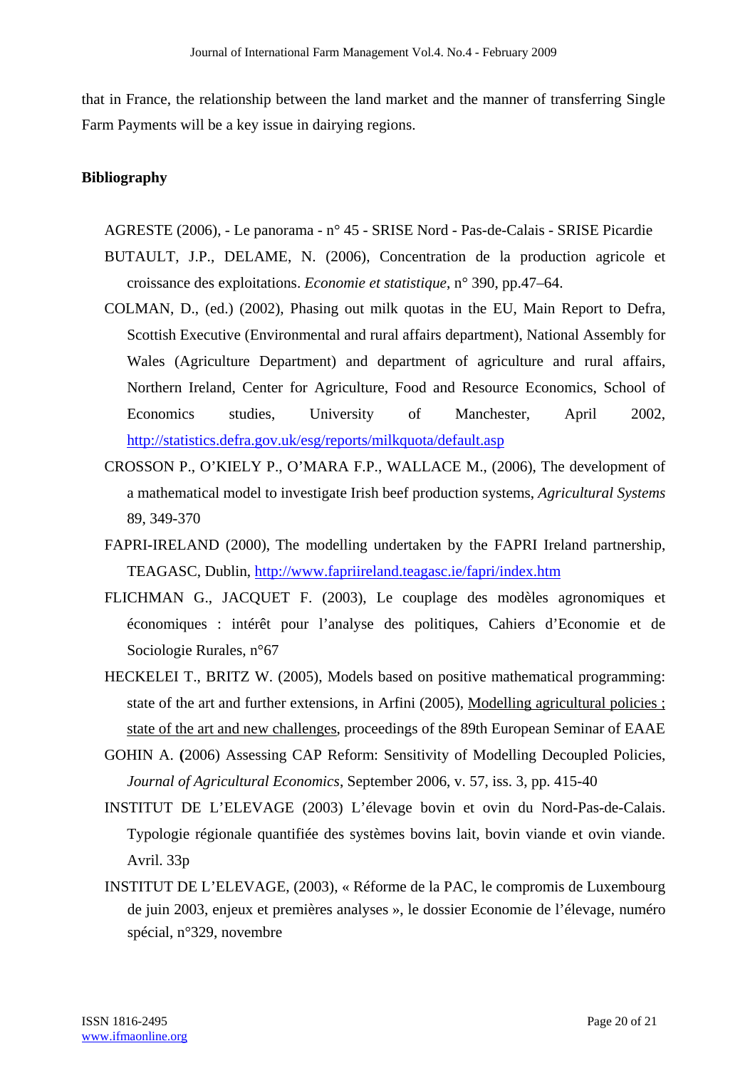that in France, the relationship between the land market and the manner of transferring Single Farm Payments will be a key issue in dairying regions.

**Bibliography**

AGRESTE (2006), - Le panorama - n° 45 - SRISE Nord - Pas-de-Calais - SRISE Picardie

BUTAULT, J.P., DELAME, N. (2006), Concentration de la production agricole et croissance des exploitations. *Economie et statistique*, n° 390, pp.47–64.

COLMAN, D., (ed.) (2002), Phasing out milk quotas in the EU, Main Report to Defra, Scottish Executive (Environmental and rural affairs department), National Assembly for Wales (Agriculture Department) and department of agriculture and rural affairs, Northern Ireland, Center for Agriculture, Food and Resource Economics, School of Economics studies, University of Manchester, April 2002, http://statistics.defra.gov.uk/esg/reports/milkquota/default.asp

CROSSON P., O'KIELY P., O'MARA F.P., WALLACE M., (2006), The development of a mathematical model to investigate Irish beef production systems, *Agricultural Systems* 89, 349-370

FAPRI-IRELAND (2000), The modelling undertaken by the FAPRI Ireland partnership, TEAGASC, Dublin, http://www.fapriireland.teagasc.ie/fapri/index.htm

FLICHMAN G., JACQUET F. (2003), Le couplage des modèles agronomiques et économiques : intérêt pour l'analyse des politiques, Cahiers d'Economie et de Sociologie Rurales, n°67

HECKELEI T., BRITZ W. (2005), Models based on positive mathematical programming: state of the art and further extensions, in Arfini (2005), Modelling agricultural policies ; state of the art and new challenges, proceedings of the 89th European Seminar of EAAE

GOHIN A. **(**2006) Assessing CAP Reform: Sensitivity of Modelling Decoupled Policies, *Journal of Agricultural Economics*, September 2006, v. 57, iss. 3, pp. 415-40

INSTITUT DE L'ELEVAGE (2003) L'élevage bovin et ovin du Nord-Pas-de-Calais. Typologie régionale quantifiée des systèmes bovins lait, bovin viande et ovin viande. Avril. 33p

INSTITUT DE L'ELEVAGE, (2003), « Réforme de la PAC, le compromis de Luxembourg de juin 2003, enjeux et premières analyses », le dossier Economie de l'élevage, numéro spécial, n°329, novembre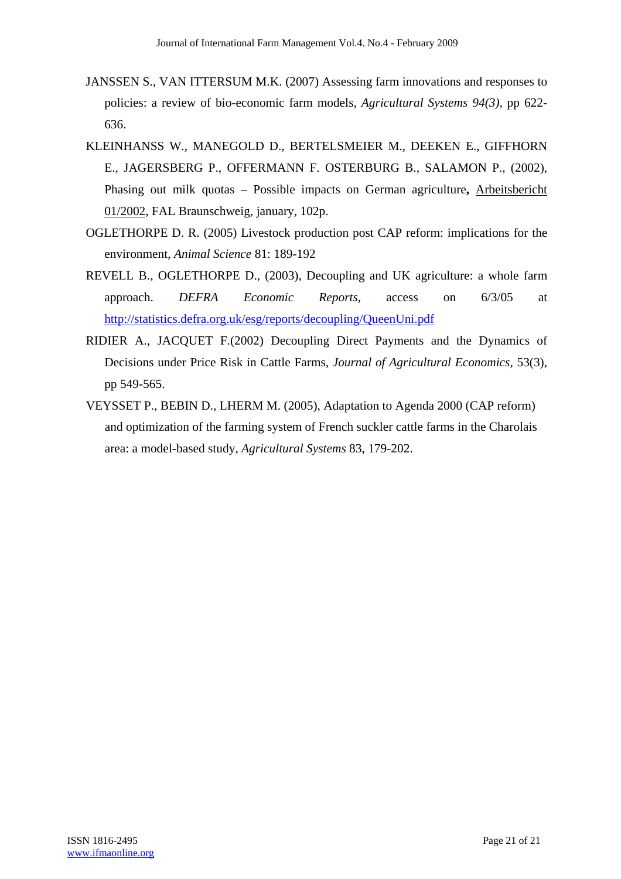JANSSEN S., VAN ITTERSUM M.K. (2007) Assessing farm innovations and responses to policies: a review of bio-economic farm models, *Agricultural Systems 94(3)*, pp 622-636.

KLEINHANSS W., MANEGOLD D., BERTELSMEIER M., DEEKEN E., GIFFHORN E., JAGERSBERG P., OFFERMANN F. OSTERBURG B., SALAMON P., (2002), Phasing out milk quotas – Possible impacts on German agriculture**,** Arbeitsbericht 01/2002, FAL Braunschweig, january, 102p.

OGLETHORPE D. R. (2005) Livestock production post CAP reform: implications for the environment, *Animal Science* 81: 189-192

REVELL B., OGLETHORPE D., (2003), Decoupling and UK agriculture: a whole farm approach. *DEFRA Economic Reports*, access on 6/3/05 at http://statistics.defra.org.uk/esg/reports/decoupling/QueenUni.pdf

RIDIER A., JACQUET F.(2002) Decoupling Direct Payments and the Dynamics of Decisions under Price Risk in Cattle Farms, *Journal of Agricultural Economics*, 53(3), pp 549-565.

VEYSSET P., BEBIN D., LHERM M. (2005), Adaptation to Agenda 2000 (CAP reform) and optimization of the farming system of French suckler cattle farms in the Charolais area: a model-based study, *Agricultural Systems* 83, 179-202.